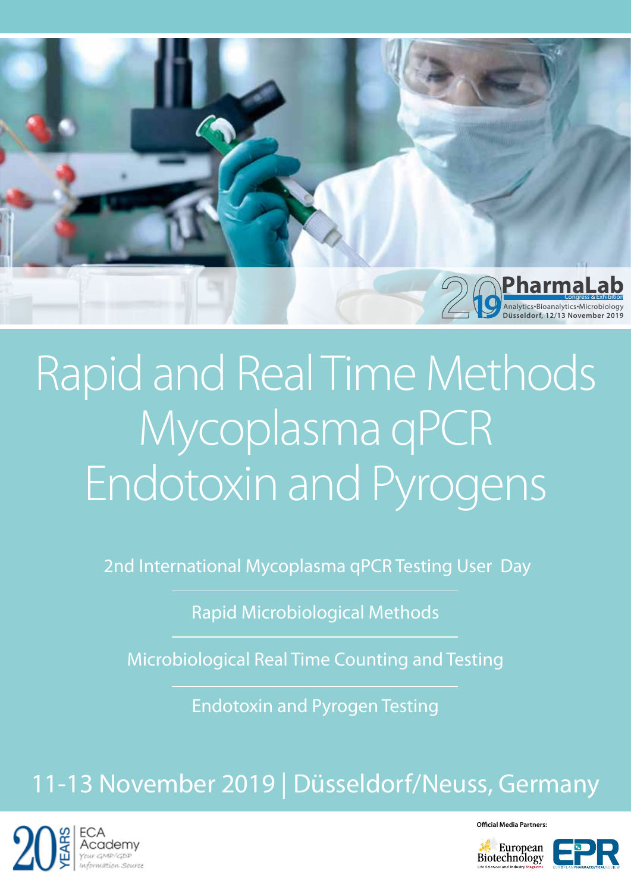PharmaLab 2019 Congress & Exhibition
Analytics•Bioanalytics•Microbiology
Düsseldorf, 12/13 November 2019

# Rapid and Real Time Methods Mycoplasma qPCR Endotoxin and Pyrogens

2nd International Mycoplasma qPCR Testing User Day

Rapid Microbiological Methods

Microbiological Real Time Counting and Testing

Endotoxin and Pyrogen Testing

## 11-13 November 2019 | Düsseldorf/Neuss, Germany

20 YEARS ECA Academy
*Your GMP/GDP Information Source*

**Official Media Partners:**

European Biotechnology – Life Sciences and Industry Magazine

EPR – European Pharmaceutical Review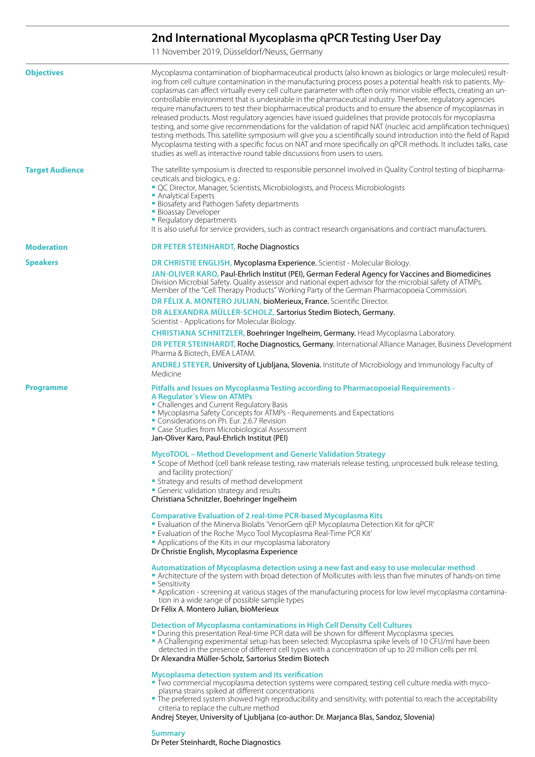# 2nd International Mycoplasma qPCR Testing User Day

11 November 2019, Düsseldorf/Neuss, Germany

**Objectives**

Mycoplasma contamination of biopharmaceutical products (also known as biologics or large molecules) resulting from cell culture contamination in the manufacturing process poses a potential health risk to patients. Mycoplasmas can affect virtually every cell culture parameter with often only minor visible effects, creating an uncontrollable environment that is undesirable in the pharmaceutical industry. Therefore, regulatory agencies require manufacturers to test their biopharmaceutical products and to ensure the absence of mycoplasmas in released products. Most regulatory agencies have issued guidelines that provide protocols for mycoplasma testing, and some give recommendations for the validation of rapid NAT (nucleic acid amplification techniques) testing methods. This satellite symposium will give you a scientifically sound introduction into the field of Rapid Mycoplasma testing with a specific focus on NAT and more specifically on qPCR methods. It includes talks, case studies as well as interactive round table discussions from users to users.

**Target Audience**

The satellite symposium is directed to responsible personnel involved in Quality Control testing of biopharmaceuticals and biologics, e.g.:

- QC Director, Manager, Scientists, Microbiologists, and Process Microbiologists
- Analytical Experts
- Biosafety and Pathogen Safety departments
- Bioassay Developer
- Regulatory departments

It is also useful for service providers, such as contract research organisations and contract manufacturers.

**Moderation**

**DR PETER STEINHARDT,** Roche Diagnostics

**Speakers**

**DR CHRISTIE ENGLISH,** Mycoplasma Experience. Scientist - Molecular Biology.

**JAN-OLIVER KARO,** Paul-Ehrlich Institut (PEI), German Federal Agency for Vaccines and Biomedicines Division Microbial Safety. Quality assessor and national expert advisor for the microbial safety of ATMPs. Member of the "Cell Therapy Products" Working Party of the German Pharmacopoeia Commission.

**DR FÉLIX A. MONTERO JULIAN,** bioMerieux, France. Scientific Director.

**DR ALEXANDRA MÜLLER-SCHOLZ,** Sartorius Stedim Biotech, Germany. Scientist - Applications for Molecular Biology.

**CHRISTIANA SCHNITZLER,** Boehringer Ingelheim, Germany. Head Mycoplasma Laboratory.

**DR PETER STEINHARDT,** Roche Diagnostics, Germany. International Alliance Manager, Business Development Pharma & Biotech, EMEA LATAM.

**ANDREJ STEYER,** University of Ljubljana, Slovenia. Institute of Microbiology and Immunology Faculty of Medicine

**Programme**

**Pitfalls and Issues on Mycoplasma Testing according to Pharmacopoeial Requirements - A Regulator´s View on ATMPs**

- Challenges and Current Regulatory Basis
- Mycoplasma Safety Concepts for ATMPs - Requirements and Expectations
- Considerations on Ph. Eur. 2.6.7 Revision
- Case Studies from Microbiological Assessment

Jan-Oliver Karo, Paul-Ehrlich Institut (PEI)

**MycoTOOL – Method Development and Generic Validation Strategy**

- Scope of Method (cell bank release testing, raw materials release testing, unprocessed bulk release testing, and facility protection)'
- Strategy and results of method development
- Generic validation strategy and results

Christiana Schnitzler, Boehringer Ingelheim

**Comparative Evaluation of 2 real-time PCR-based Mycoplasma Kits**

- Evaluation of the Minerva Biolabs 'VenorGem qEP Mycoplasma Detection Kit for qPCR'
- Evaluation of the Roche 'Myco Tool Mycoplasma Real-Time PCR Kit'
- Applications of the Kits in our mycoplasma laboratory

Dr Christie English, Mycoplasma Experience

**Automatization of Mycoplasma detection using a new fast and easy to use molecular method**

- Architecture of the system with broad detection of Mollicutes with less than five minutes of hands-on time
- Sensitivity
- Application - screening at various stages of the manufacturing process for low level mycoplasma contamination in a wide range of possible sample types

Dr Félix A. Montero Julian, bioMerieux

**Detection of Mycoplasma contaminations in High Cell Density Cell Cultures**

- During this presentation Real-time PCR data will be shown for different Mycoplasma species.
- A Challenging experimental setup has been selected: Mycoplasma spike levels of 10 CFU/ml have been detected in the presence of different cell types with a concentration of up to 20 million cells per ml.

Dr Alexandra Müller-Scholz, Sartorius Stedim Biotech

**Mycoplasma detection system and its verification**

- Two commercial mycoplasma detection systems were compared, testing cell culture media with mycoplasma strains spiked at different concentrations
- The preferred system showed high reproducibility and sensitivity, with potential to reach the acceptability criteria to replace the culture method

Andrej Steyer, University of Ljubljana (co-author: Dr. Marjanca Blas, Sandoz, Slovenia)

**Summary**

Dr Peter Steinhardt, Roche Diagnostics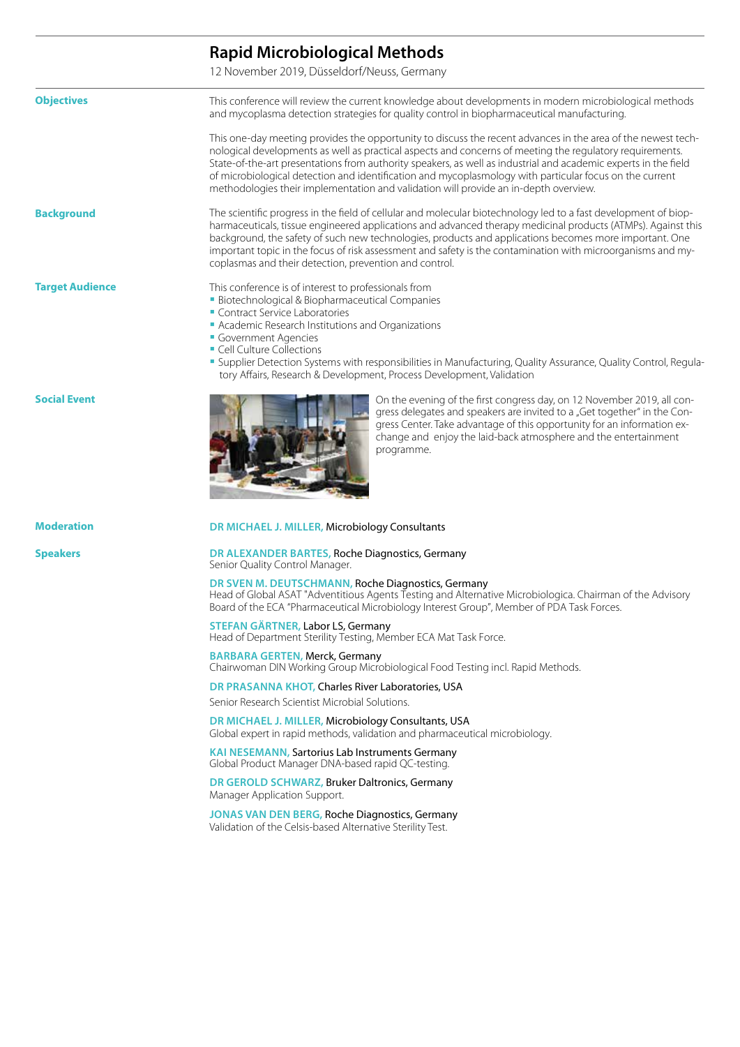# Rapid Microbiological Methods

12 November 2019, Düsseldorf/Neuss, Germany

## Objectives

This conference will review the current knowledge about developments in modern microbiological methods and mycoplasma detection strategies for quality control in biopharmaceutical manufacturing.

This one-day meeting provides the opportunity to discuss the recent advances in the area of the newest technological developments as well as practical aspects and concerns of meeting the regulatory requirements. State-of-the-art presentations from authority speakers, as well as industrial and academic experts in the field of microbiological detection and identification and mycoplasmology with particular focus on the current methodologies their implementation and validation will provide an in-depth overview.

## Background

The scientific progress in the field of cellular and molecular biotechnology led to a fast development of biopharmaceuticals, tissue engineered applications and advanced therapy medicinal products (ATMPs). Against this background, the safety of such new technologies, products and applications becomes more important. One important topic in the focus of risk assessment and safety is the contamination with microorganisms and mycoplasmas and their detection, prevention and control.

## Target Audience

This conference is of interest to professionals from

- Biotechnological & Biopharmaceutical Companies
- Contract Service Laboratories
- Academic Research Institutions and Organizations
- Government Agencies
- Cell Culture Collections
- Supplier Detection Systems with responsibilities in Manufacturing, Quality Assurance, Quality Control, Regulatory Affairs, Research & Development, Process Development, Validation

## Social Event

On the evening of the first congress day, on 12 November 2019, all congress delegates and speakers are invited to a „Get together" in the Congress Center. Take advantage of this opportunity for an information exchange and enjoy the laid-back atmosphere and the entertainment programme.

## Moderation

**DR MICHAEL J. MILLER,** Microbiology Consultants

## Speakers

**DR ALEXANDER BARTES,** Roche Diagnostics, Germany
Senior Quality Control Manager.

**DR SVEN M. DEUTSCHMANN,** Roche Diagnostics, Germany
Head of Global ASAT "Adventitious Agents Testing and Alternative Microbiologica. Chairman of the Advisory Board of the ECA "Pharmaceutical Microbiology Interest Group", Member of PDA Task Forces.

**STEFAN GÄRTNER,** Labor LS, Germany
Head of Department Sterility Testing, Member ECA Mat Task Force.

**BARBARA GERTEN,** Merck, Germany
Chairwoman DIN Working Group Microbiological Food Testing incl. Rapid Methods.

**DR PRASANNA KHOT,** Charles River Laboratories, USA
Senior Research Scientist Microbial Solutions.

**DR MICHAEL J. MILLER,** Microbiology Consultants, USA
Global expert in rapid methods, validation and pharmaceutical microbiology.

**KAI NESEMANN,** Sartorius Lab Instruments Germany
Global Product Manager DNA-based rapid QC-testing.

**DR GEROLD SCHWARZ,** Bruker Daltronics, Germany
Manager Application Support.

**JONAS VAN DEN BERG,** Roche Diagnostics, Germany
Validation of the Celsis-based Alternative Sterility Test.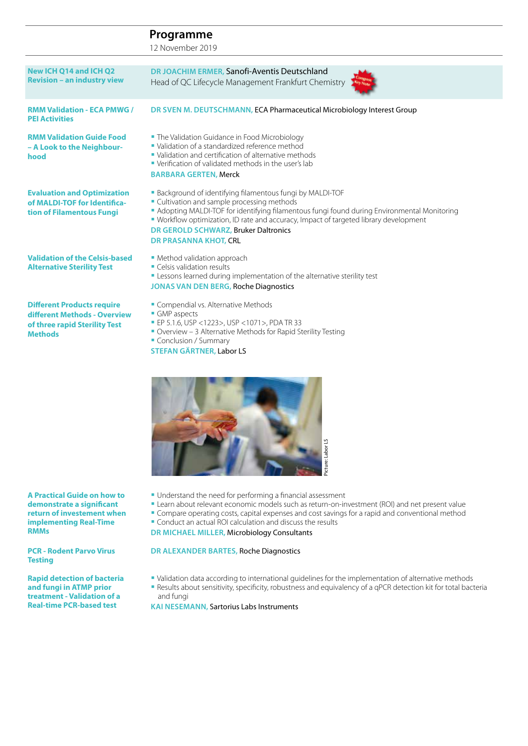## Programme

12 November 2019

**New ICH Q14 and ICH Q2 Revision – an industry view**

DR JOACHIM ERMER, Sanofi-Aventis Deutschland
Head of QC Lifecycle Management Frankfurt Chemistry

**RMM Validation - ECA PMWG / PEI Activities**

DR SVEN M. DEUTSCHMANN, ECA Pharmaceutical Microbiology Interest Group

**RMM Validation Guide Food – A Look to the Neighbourhood**

- The Validation Guidance in Food Microbiology
- Validation of a standardized reference method
- Validation and certification of alternative methods
- Verification of validated methods in the user's lab

BARBARA GERTEN, Merck

**Evaluation and Optimization of MALDI-TOF for Identification of Filamentous Fungi**

- Background of identifying filamentous fungi by MALDI-TOF
- Cultivation and sample processing methods
- Adopting MALDI-TOF for identifying filamentous fungi found during Environmental Monitoring
- Workflow optimization, ID rate and accuracy, Impact of targeted library development

DR GEROLD SCHWARZ, Bruker Daltronics
DR PRASANNA KHOT, CRL

**Validation of the Celsis-based Alternative Sterility Test**

- Method validation approach
- Celsis validation results
- Lessons learned during implementation of the alternative sterility test

JONAS VAN DEN BERG, Roche Diagnostics

**Different Products require different Methods - Overview of three rapid Sterility Test Methods**

- Compendial vs. Alternative Methods
- GMP aspects
- EP 5.1.6, USP <1223>, USP <1071>, PDA TR 33
- Overview – 3 Alternative Methods for Rapid Sterility Testing
- Conclusion / Summary

STEFAN GÄRTNER, Labor LS

Picture: Labor LS

**A Practical Guide on how to demonstrate a significant return of investement when implementing Real-Time RMMs**

- Understand the need for performing a financial assessment
- Learn about relevant economic models such as return-on-investment (ROI) and net present value
- Compare operating costs, capital expenses and cost savings for a rapid and conventional method
- Conduct an actual ROI calculation and discuss the results

DR MICHAEL MILLER, Microbiology Consultants

**PCR - Rodent Parvo Virus Testing**

DR ALEXANDER BARTES, Roche Diagnostics

**Rapid detection of bacteria and fungi in ATMP prior treatment - Validation of a Real-time PCR-based test**

- Validation data according to international guidelines for the implementation of alternative methods
- Results about sensitivity, specificity, robustness and equivalency of a qPCR detection kit for total bacteria and fungi

KAI NESEMANN, Sartorius Labs Instruments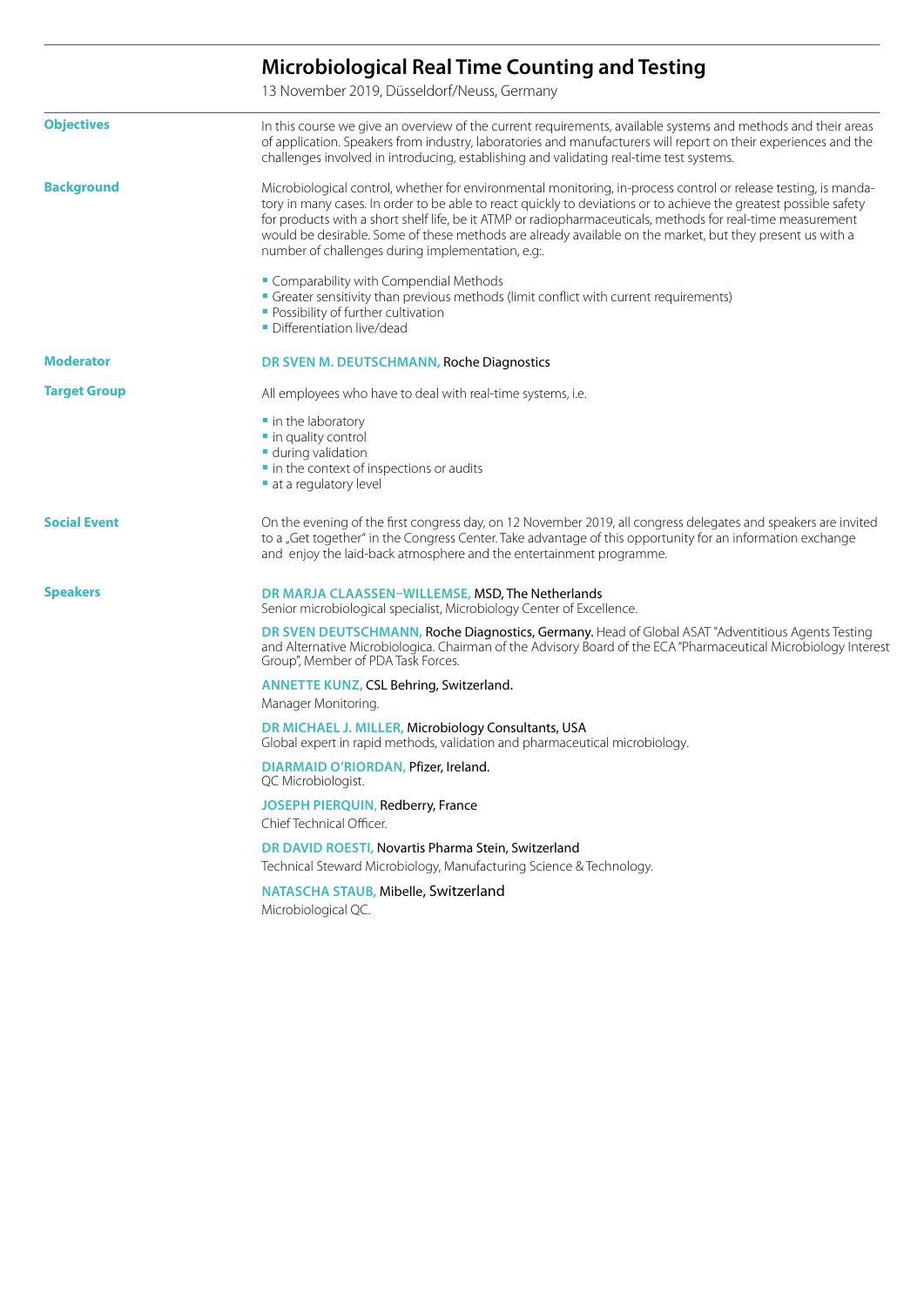# Microbiological Real Time Counting and Testing

13 November 2019, Düsseldorf/Neuss, Germany

## Objectives

In this course we give an overview of the current requirements, available systems and methods and their areas of application. Speakers from industry, laboratories and manufacturers will report on their experiences and the challenges involved in introducing, establishing and validating real-time test systems.

## Background

Microbiological control, whether for environmental monitoring, in-process control or release testing, is mandatory in many cases. In order to be able to react quickly to deviations or to achieve the greatest possible safety for products with a short shelf life, be it ATMP or radiopharmaceuticals, methods for real-time measurement would be desirable. Some of these methods are already available on the market, but they present us with a number of challenges during implementation, e.g.:

- Comparability with Compendial Methods
- Greater sensitivity than previous methods (limit conflict with current requirements)
- Possibility of further cultivation
- Differentiation live/dead

## Moderator

**DR SVEN M. DEUTSCHMANN,** Roche Diagnostics

## Target Group

All employees who have to deal with real-time systems, i.e.

- in the laboratory
- in quality control
- during validation
- in the context of inspections or audits
- at a regulatory level

## Social Event

On the evening of the first congress day, on 12 November 2019, all congress delegates and speakers are invited to a „Get together" in the Congress Center. Take advantage of this opportunity for an information exchange and enjoy the laid-back atmosphere and the entertainment programme.

## Speakers

**DR MARJA CLAASSEN-WILLEMSE,** MSD, The Netherlands
Senior microbiological specialist, Microbiology Center of Excellence.

**DR SVEN DEUTSCHMANN,** Roche Diagnostics, Germany. Head of Global ASAT "Adventitious Agents Testing and Alternative Microbiologica. Chairman of the Advisory Board of the ECA "Pharmaceutical Microbiology Interest Group", Member of PDA Task Forces.

**ANNETTE KUNZ,** CSL Behring, Switzerland.
Manager Monitoring.

**DR MICHAEL J. MILLER,** Microbiology Consultants, USA
Global expert in rapid methods, validation and pharmaceutical microbiology.

**DIARMAID O'RIORDAN,** Pfizer, Ireland.
QC Microbiologist.

**JOSEPH PIERQUIN,** Redberry, France
Chief Technical Officer.

**DR DAVID ROESTI,** Novartis Pharma Stein, Switzerland
Technical Steward Microbiology, Manufacturing Science & Technology.

**NATASCHA STAUB,** Mibelle, Switzerland
Microbiological QC.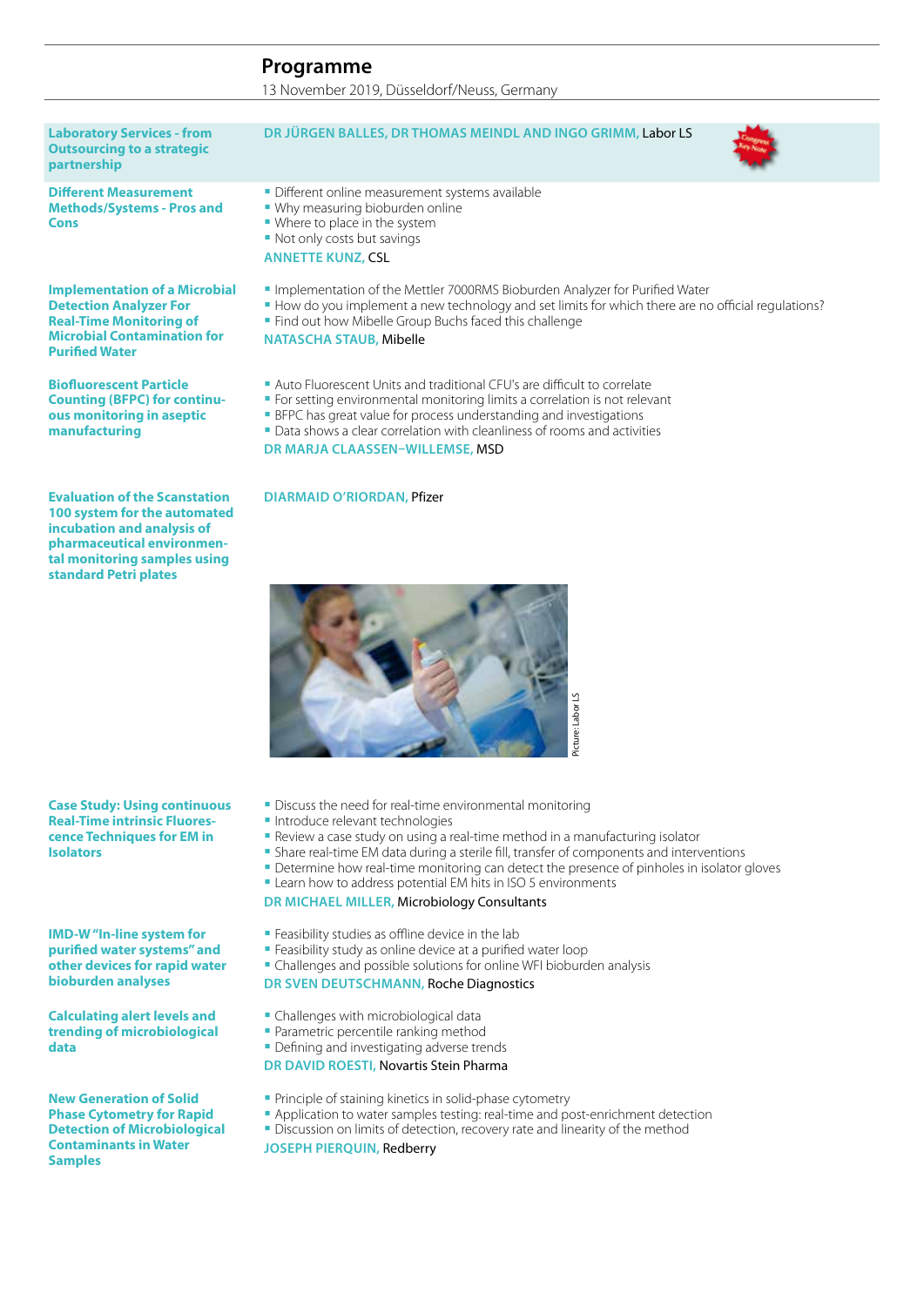# Programme

13 November 2019, Düsseldorf/Neuss, Germany

### Laboratory Services - from Outsourcing to a strategic partnership

**DR JÜRGEN BALLES, DR THOMAS MEINDL AND INGO GRIMM,** Labor LS

Congress Key Note

### Different Measurement Methods/Systems - Pros and Cons

- Different online measurement systems available
- Why measuring bioburden online
- Where to place in the system
- Not only costs but savings

**ANNETTE KUNZ,** CSL

### Implementation of a Microbial Detection Analyzer For Real-Time Monitoring of Microbial Contamination for Purified Water

- Implementation of the Mettler 7000RMS Bioburden Analyzer for Purified Water
- How do you implement a new technology and set limits for which there are no official regulations?
- Find out how Mibelle Group Buchs faced this challenge

**NATASCHA STAUB,** Mibelle

### Biofluorescent Particle Counting (BFPC) for continuous monitoring in aseptic manufacturing

- Auto Fluorescent Units and traditional CFU's are difficult to correlate
- For setting environmental monitoring limits a correlation is not relevant
- BFPC has great value for process understanding and investigations
- Data shows a clear correlation with cleanliness of rooms and activities

**DR MARJA CLAASSEN–WILLEMSE,** MSD

### Evaluation of the Scanstation 100 system for the automated incubation and analysis of pharmaceutical environmental monitoring samples using standard Petri plates

**DIARMAID O'RIORDAN,** Pfizer

Picture: Labor LS

### Case Study: Using continuous Real-Time intrinsic Fluorescence Techniques for EM in Isolators

- Discuss the need for real-time environmental monitoring
- Introduce relevant technologies
- Review a case study on using a real-time method in a manufacturing isolator
- Share real-time EM data during a sterile fill, transfer of components and interventions
- Determine how real-time monitoring can detect the presence of pinholes in isolator gloves
- Learn how to address potential EM hits in ISO 5 environments

**DR MICHAEL MILLER,** Microbiology Consultants

### IMD-W "In-line system for purified water systems" and other devices for rapid water bioburden analyses

- Feasibility studies as offline device in the lab
- Feasibility study as online device at a purified water loop
- Challenges and possible solutions for online WFI bioburden analysis

**DR SVEN DEUTSCHMANN,** Roche Diagnostics

### Calculating alert levels and trending of microbiological data

- Challenges with microbiological data
- Parametric percentile ranking method
- Defining and investigating adverse trends

**DR DAVID ROESTI,** Novartis Stein Pharma

### New Generation of Solid Phase Cytometry for Rapid Detection of Microbiological Contaminants in Water Samples

- Principle of staining kinetics in solid-phase cytometry
- Application to water samples testing: real-time and post-enrichment detection
- Discussion on limits of detection, recovery rate and linearity of the method

**JOSEPH PIERQUIN,** Redberry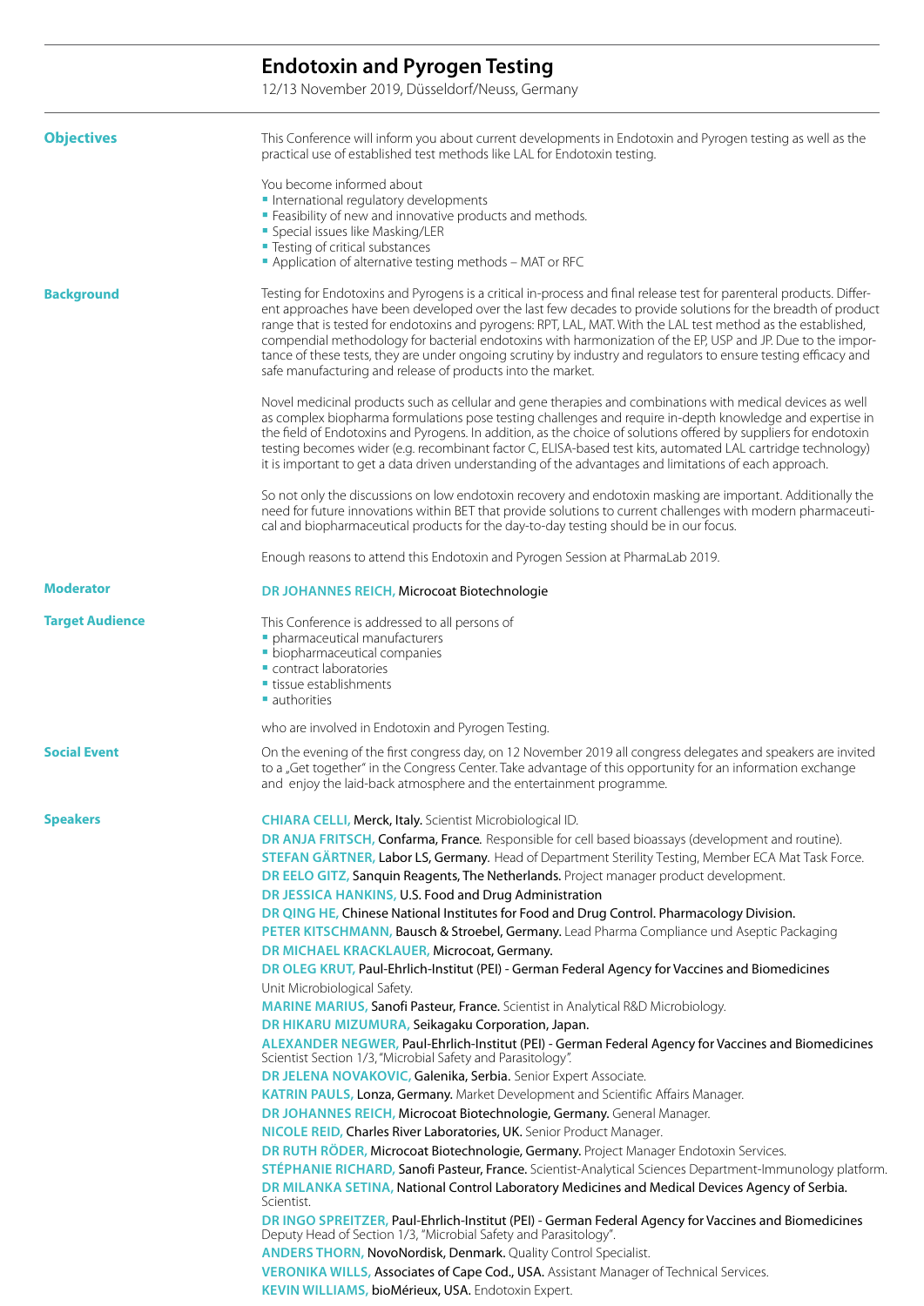## Endotoxin and Pyrogen Testing

12/13 November 2019, Düsseldorf/Neuss, Germany

### Objectives

This Conference will inform you about current developments in Endotoxin and Pyrogen testing as well as the practical use of established test methods like LAL for Endotoxin testing.

You become informed about

- International regulatory developments
- Feasibility of new and innovative products and methods.
- Special issues like Masking/LER
- Testing of critical substances
- Application of alternative testing methods – MAT or RFC

### Background

Testing for Endotoxins and Pyrogens is a critical in-process and final release test for parenteral products. Different approaches have been developed over the last few decades to provide solutions for the breadth of product range that is tested for endotoxins and pyrogens: RPT, LAL, MAT. With the LAL test method as the established, compendial methodology for bacterial endotoxins with harmonization of the EP, USP and JP. Due to the importance of these tests, they are under ongoing scrutiny by industry and regulators to ensure testing efficacy and safe manufacturing and release of products into the market.

Novel medicinal products such as cellular and gene therapies and combinations with medical devices as well as complex biopharma formulations pose testing challenges and require in-depth knowledge and expertise in the field of Endotoxins and Pyrogens. In addition, as the choice of solutions offered by suppliers for endotoxin testing becomes wider (e.g. recombinant factor C, ELISA-based test kits, automated LAL cartridge technology) it is important to get a data driven understanding of the advantages and limitations of each approach.

So not only the discussions on low endotoxin recovery and endotoxin masking are important. Additionally the need for future innovations within BET that provide solutions to current challenges with modern pharmaceutical and biopharmaceutical products for the day-to-day testing should be in our focus.

Enough reasons to attend this Endotoxin and Pyrogen Session at PharmaLab 2019.

### Moderator

**DR JOHANNES REICH,** Microcoat Biotechnologie

### Target Audience

This Conference is addressed to all persons of

- pharmaceutical manufacturers
- biopharmaceutical companies
- contract laboratories
- tissue establishments
- authorities

who are involved in Endotoxin and Pyrogen Testing.

### Social Event

On the evening of the first congress day, on 12 November 2019 all congress delegates and speakers are invited to a „Get together" in the Congress Center. Take advantage of this opportunity for an information exchange and enjoy the laid-back atmosphere and the entertainment programme.

### Speakers

**CHIARA CELLI,** Merck, Italy. Scientist Microbiological ID.

**DR ANJA FRITSCH,** Confarma, France. Responsible for cell based bioassays (development and routine).

**STEFAN GÄRTNER,** Labor LS, Germany. Head of Department Sterility Testing, Member ECA Mat Task Force.

**DR EELO GITZ,** Sanquin Reagents, The Netherlands. Project manager product development.

**DR JESSICA HANKINS,** U.S. Food and Drug Administration

**DR QING HE,** Chinese National Institutes for Food and Drug Control. Pharmacology Division.

**PETER KITSCHMANN,** Bausch & Stroebel, Germany. Lead Pharma Compliance und Aseptic Packaging

**DR MICHAEL KRACKLAUER,** Microcoat, Germany.

**DR OLEG KRUT,** Paul-Ehrlich-Institut (PEI) - German Federal Agency for Vaccines and Biomedicines Unit Microbiological Safety.

**MARINE MARIUS,** Sanofi Pasteur, France. Scientist in Analytical R&D Microbiology.

**DR HIKARU MIZUMURA,** Seikagaku Corporation, Japan.

**ALEXANDER NEGWER,** Paul-Ehrlich-Institut (PEI) - German Federal Agency for Vaccines and Biomedicines Scientist Section 1/3, "Microbial Safety and Parasitology".

**DR JELENA NOVAKOVIC,** Galenika, Serbia. Senior Expert Associate.

**KATRIN PAULS,** Lonza, Germany. Market Development and Scientific Affairs Manager.

**DR JOHANNES REICH,** Microcoat Biotechnologie, Germany. General Manager.

**NICOLE REID,** Charles River Laboratories, UK. Senior Product Manager.

**DR RUTH RÖDER,** Microcoat Biotechnologie, Germany. Project Manager Endotoxin Services.

**STÉPHANIE RICHARD,** Sanofi Pasteur, France. Scientist-Analytical Sciences Department-Immunology platform.

**DR MILANKA SETINA,** National Control Laboratory Medicines and Medical Devices Agency of Serbia. Scientist.

**DR INGO SPREITZER,** Paul-Ehrlich-Institut (PEI) - German Federal Agency for Vaccines and Biomedicines Deputy Head of Section 1/3, "Microbial Safety and Parasitology".

**ANDERS THORN,** NovoNordisk, Denmark. Quality Control Specialist.

**VERONIKA WILLS,** Associates of Cape Cod., USA. Assistant Manager of Technical Services.

**KEVIN WILLIAMS,** bioMérieux, USA. Endotoxin Expert.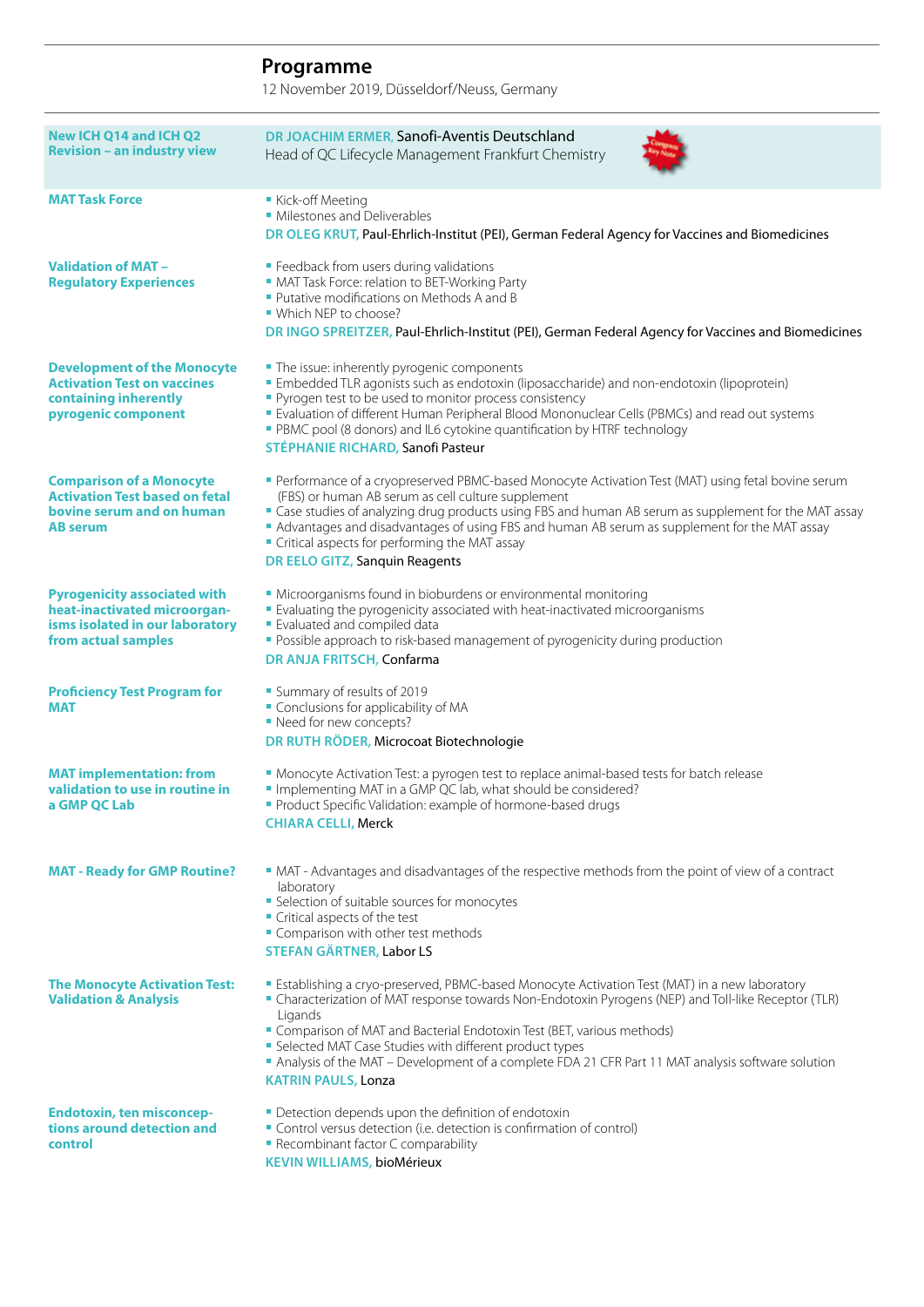## Programme

12 November 2019, Düsseldorf/Neuss, Germany

**New ICH Q14 and ICH Q2 Revision – an industry view**

DR JOACHIM ERMER, Sanofi-Aventis Deutschland
Head of QC Lifecycle Management Frankfurt Chemistry

**MAT Task Force**

- Kick-off Meeting
- Milestones and Deliverables

DR OLEG KRUT, Paul-Ehrlich-Institut (PEI), German Federal Agency for Vaccines and Biomedicines

**Validation of MAT – Regulatory Experiences**

- Feedback from users during validations
- MAT Task Force: relation to BET-Working Party
- Putative modifications on Methods A and B
- Which NEP to choose?

DR INGO SPREITZER, Paul-Ehrlich-Institut (PEI), German Federal Agency for Vaccines and Biomedicines

**Development of the Monocyte Activation Test on vaccines containing inherently pyrogenic component**

- The issue: inherently pyrogenic components
- Embedded TLR agonists such as endotoxin (liposaccharide) and non-endotoxin (lipoprotein)
- Pyrogen test to be used to monitor process consistency
- Evaluation of different Human Peripheral Blood Mononuclear Cells (PBMCs) and read out systems
- PBMC pool (8 donors) and IL6 cytokine quantification by HTRF technology

STÉPHANIE RICHARD, Sanofi Pasteur

**Comparison of a Monocyte Activation Test based on fetal bovine serum and on human AB serum**

- Performance of a cryopreserved PBMC-based Monocyte Activation Test (MAT) using fetal bovine serum (FBS) or human AB serum as cell culture supplement
- Case studies of analyzing drug products using FBS and human AB serum as supplement for the MAT assay
- Advantages and disadvantages of using FBS and human AB serum as supplement for the MAT assay
- Critical aspects for performing the MAT assay

DR EELO GITZ, Sanquin Reagents

**Pyrogenicity associated with heat-inactivated microorganisms isolated in our laboratory from actual samples**

- Microorganisms found in bioburdens or environmental monitoring
- Evaluating the pyrogenicity associated with heat-inactivated microorganisms
- Evaluated and compiled data
- Possible approach to risk-based management of pyrogenicity during production

DR ANJA FRITSCH, Confarma

**Proficiency Test Program for MAT**

- Summary of results of 2019
- Conclusions for applicability of MA
- Need for new concepts?

DR RUTH RÖDER, Microcoat Biotechnologie

**MAT implementation: from validation to use in routine in a GMP QC Lab**

- Monocyte Activation Test: a pyrogen test to replace animal-based tests for batch release
- Implementing MAT in a GMP QC lab, what should be considered?
- Product Specific Validation: example of hormone-based drugs

CHIARA CELLI, Merck

**MAT - Ready for GMP Routine?**

- MAT - Advantages and disadvantages of the respective methods from the point of view of a contract laboratory
- Selection of suitable sources for monocytes
- Critical aspects of the test
- Comparison with other test methods

STEFAN GÄRTNER, Labor LS

**The Monocyte Activation Test: Validation & Analysis**

- Establishing a cryo-preserved, PBMC-based Monocyte Activation Test (MAT) in a new laboratory
- Characterization of MAT response towards Non-Endotoxin Pyrogens (NEP) and Toll-like Receptor (TLR) Ligands
- Comparison of MAT and Bacterial Endotoxin Test (BET, various methods)
- Selected MAT Case Studies with different product types
- Analysis of the MAT – Development of a complete FDA 21 CFR Part 11 MAT analysis software solution

KATRIN PAULS, Lonza

**Endotoxin, ten misconceptions around detection and control**

- Detection depends upon the definition of endotoxin
- Control versus detection (i.e. detection is confirmation of control)
- Recombinant factor C comparability

KEVIN WILLIAMS, bioMérieux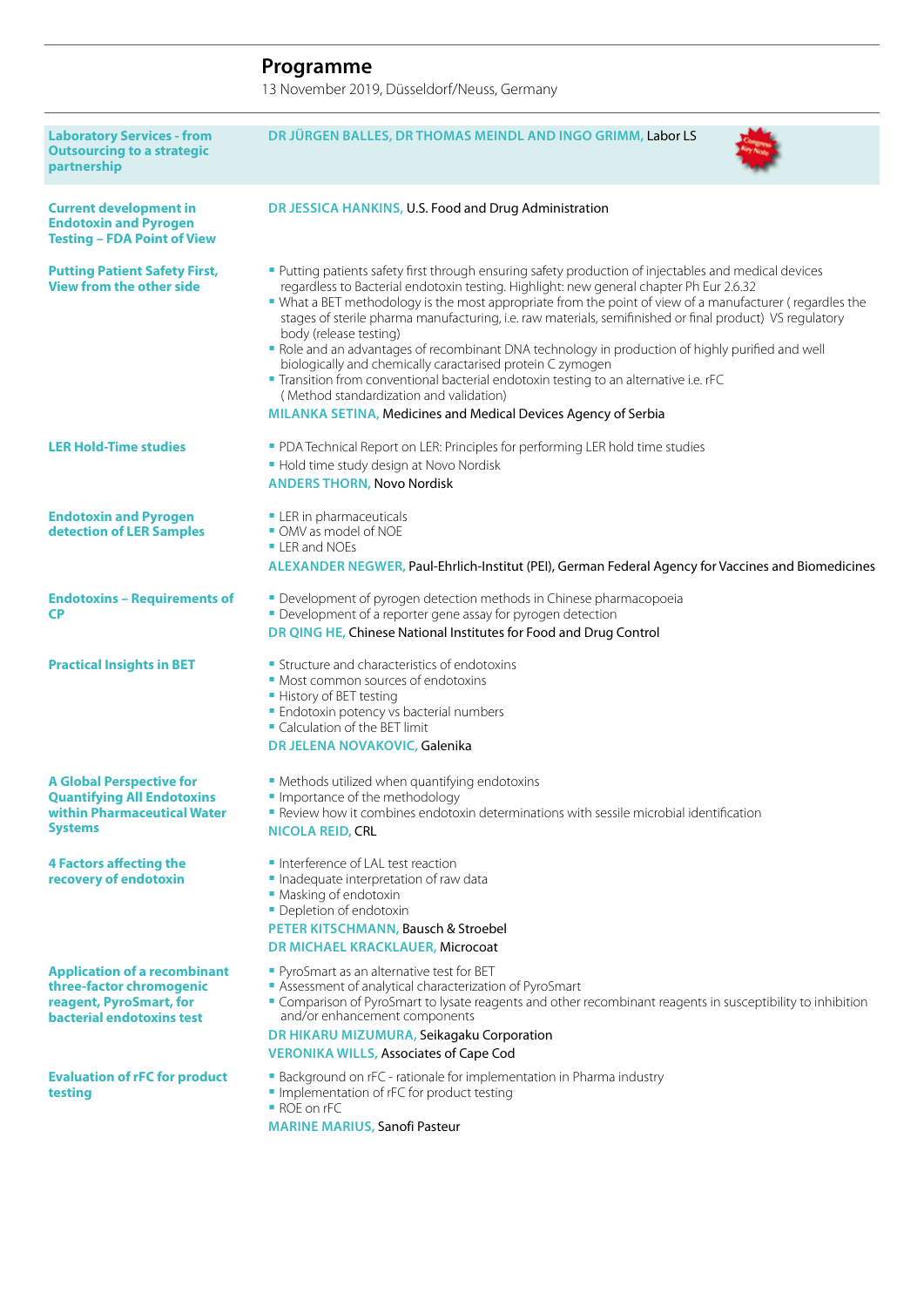# Programme

13 November 2019, Düsseldorf/Neuss, Germany

## Laboratory Services - from Outsourcing to a strategic partnership

**DR JÜRGEN BALLES, DR THOMAS MEINDL AND INGO GRIMM,** Labor LS

## Current development in Endotoxin and Pyrogen Testing – FDA Point of View

**DR JESSICA HANKINS,** U.S. Food and Drug Administration

## Putting Patient Safety First, View from the other side

- Putting patients safety first through ensuring safety production of injectables and medical devices regardless to Bacterial endotoxin testing. Highlight: new general chapter Ph Eur 2.6.32
- What a BET methodology is the most appropriate from the point of view of a manufacturer ( regardles the stages of sterile pharma manufacturing, i.e. raw materials, semifinished or final product) VS regulatory body (release testing)
- Role and an advantages of recombinant DNA technology in production of highly purified and well biologically and chemically caractarised protein C zymogen
- Transition from conventional bacterial endotoxin testing to an alternative i.e. rFC ( Method standardization and validation)

**MILANKA SETINA,** Medicines and Medical Devices Agency of Serbia

## LER Hold-Time studies

- PDA Technical Report on LER: Principles for performing LER hold time studies
- Hold time study design at Novo Nordisk

**ANDERS THORN,** Novo Nordisk

## Endotoxin and Pyrogen detection of LER Samples

- LER in pharmaceuticals
- OMV as model of NOE
- LER and NOEs

**ALEXANDER NEGWER,** Paul-Ehrlich-Institut (PEI), German Federal Agency for Vaccines and Biomedicines

## Endotoxins – Requirements of CP

- Development of pyrogen detection methods in Chinese pharmacopoeia
- Development of a reporter gene assay for pyrogen detection

**DR QING HE,** Chinese National Institutes for Food and Drug Control

## Practical Insights in BET

- Structure and characteristics of endotoxins
- Most common sources of endotoxins
- History of BET testing
- Endotoxin potency vs bacterial numbers
- Calculation of the BET limit

**DR JELENA NOVAKOVIC,** Galenika

## A Global Perspective for Quantifying All Endotoxins within Pharmaceutical Water Systems

- Methods utilized when quantifying endotoxins
- Importance of the methodology
- Review how it combines endotoxin determinations with sessile microbial identification

**NICOLA REID,** CRL

## 4 Factors affecting the recovery of endotoxin

- Interference of LAL test reaction
- Inadequate interpretation of raw data
- Masking of endotoxin
- Depletion of endotoxin

**PETER KITSCHMANN,** Bausch & Stroebel

**DR MICHAEL KRACKLAUER,** Microcoat

## Application of a recombinant three-factor chromogenic reagent, PyroSmart, for bacterial endotoxins test

- PyroSmart as an alternative test for BET
- Assessment of analytical characterization of PyroSmart
- Comparison of PyroSmart to lysate reagents and other recombinant reagents in susceptibility to inhibition and/or enhancement components

**DR HIKARU MIZUMURA,** Seikagaku Corporation

**VERONIKA WILLS,** Associates of Cape Cod

## Evaluation of rFC for product testing

- Background on rFC - rationale for implementation in Pharma industry
- Implementation of rFC for product testing
- ROE on rFC

**MARINE MARIUS,** Sanofi Pasteur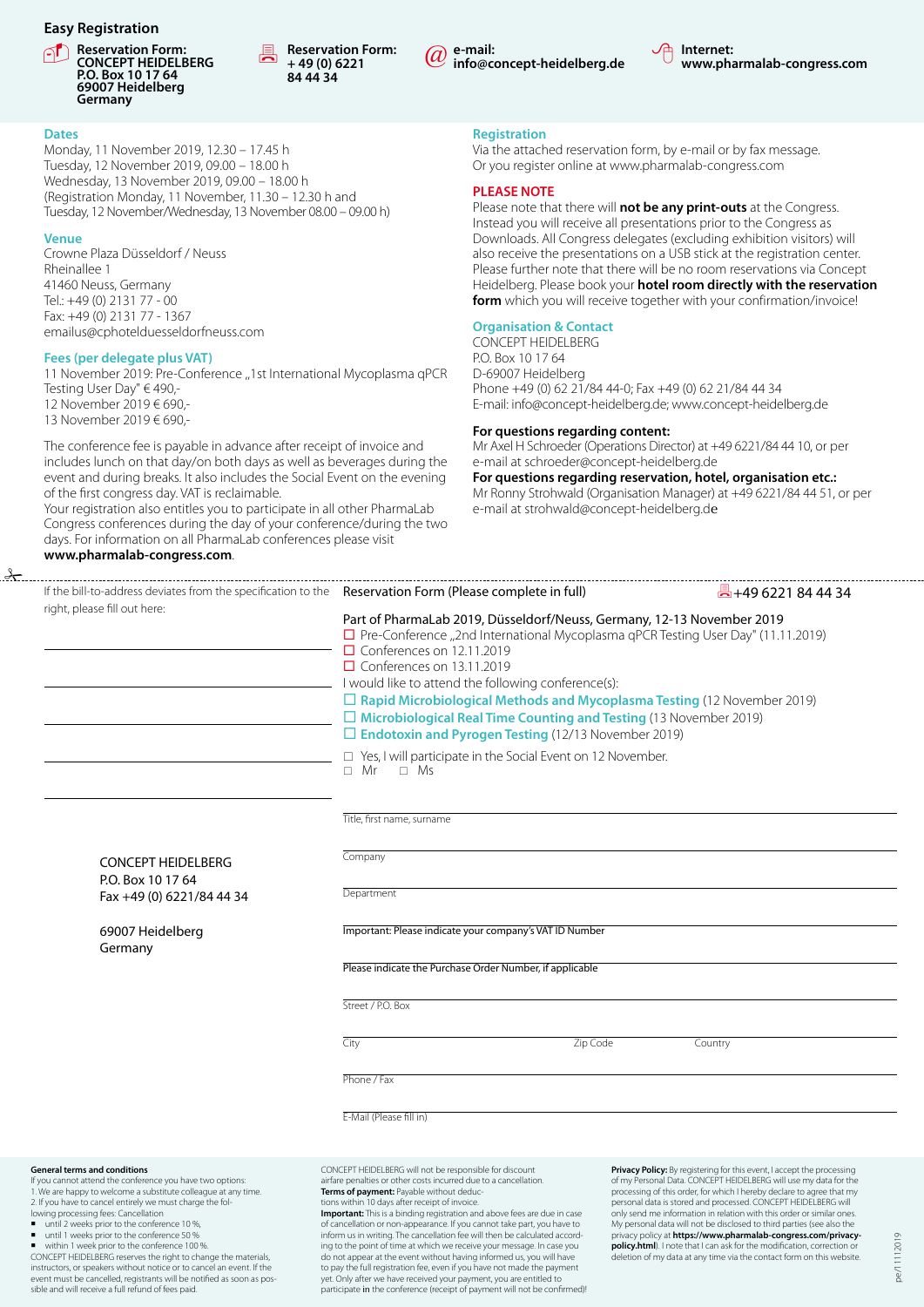## Easy Registration

**Reservation Form: CONCEPT HEIDELBERG P.O. Box 10 17 64 69007 Heidelberg Germany**

**Reservation Form: + 49 (0) 6221 84 44 34**

**e-mail: info@concept-heidelberg.de**

**Internet: www.pharmalab-congress.com**

### Dates

Monday, 11 November 2019, 12.30 – 17.45 h
Tuesday, 12 November 2019, 09.00 – 18.00 h
Wednesday, 13 November 2019, 09.00 – 18.00 h
(Registration Monday, 11 November, 11.30 – 12.30 h and Tuesday, 12 November/Wednesday, 13 November 08.00 – 09.00 h)

### Venue

Crowne Plaza Düsseldorf / Neuss
Rheinallee 1
41460 Neuss, Germany
Tel.: +49 (0) 2131 77 - 00
Fax: +49 (0) 2131 77 - 1367
emailus@cphotelduesseldorfneuss.com

### Fees (per delegate plus VAT)

11 November 2019: Pre-Conference „1st International Mycoplasma qPCR Testing User Day" € 490,-
12 November 2019 € 690,-
13 November 2019 € 690,-

The conference fee is payable in advance after receipt of invoice and includes lunch on that day/on both days as well as beverages during the event and during breaks. It also includes the Social Event on the evening of the first congress day. VAT is reclaimable.
Your registration also entitles you to participate in all other PharmaLab Congress conferences during the day of your conference/during the two days. For information on all PharmaLab conferences please visit **www.pharmalab-congress.com**.

### Registration

Via the attached reservation form, by e-mail or by fax message. Or you register online at www.pharmalab-congress.com

### PLEASE NOTE

Please note that there will **not be any print-outs** at the Congress. Instead you will receive all presentations prior to the Congress as Downloads. All Congress delegates (excluding exhibition visitors) will also receive the presentations on a USB stick at the registration center. Please further note that there will be no room reservations via Concept Heidelberg. Please book your **hotel room directly with the reservation form** which you will receive together with your confirmation/invoice!

### Organisation & Contact

CONCEPT HEIDELBERG
P.O. Box 10 17 64
D-69007 Heidelberg
Phone +49 (0) 62 21/84 44-0; Fax +49 (0) 62 21/84 44 34
E-mail: info@concept-heidelberg.de; www.concept-heidelberg.de

**For questions regarding content:**
Mr Axel H Schroeder (Operations Director) at +49 6221/84 44 10, or per e-mail at schroeder@concept-heidelberg.de
**For questions regarding reservation, hotel, organisation etc.:**
Mr Ronny Strohwald (Organisation Manager) at +49 6221/84 44 51, or per e-mail at strohwald@concept-heidelberg.de

---

If the bill-to-address deviates from the specification to the right, please fill out here:

CONCEPT HEIDELBERG
P.O. Box 10 17 64
Fax +49 (0) 6221/84 44 34

69007 Heidelberg
Germany

Reservation Form (Please complete in full) +49 6221 84 44 34

Part of PharmaLab 2019, Düsseldorf/Neuss, Germany, 12-13 November 2019

- ☐ Pre-Conference „2nd International Mycoplasma qPCR Testing User Day" (11.11.2019)
- ☐ Conferences on 12.11.2019
- ☐ Conferences on 13.11.2019

I would like to attend the following conference(s):

- ☐ **Rapid Microbiological Methods and Mycoplasma Testing** (12 November 2019)
- ☐ **Microbiological Real Time Counting and Testing** (13 November 2019)
- ☐ **Endotoxin and Pyrogen Testing** (12/13 November 2019)

☐ Yes, I will participate in the Social Event on 12 November.
☐ Mr ☐ Ms

Title, first name, surname

Company

Department

Important: Please indicate your company's VAT ID Number

Please indicate the Purchase Order Number, if applicable

Street / P.O. Box

City Zip Code Country

Phone / Fax

E-Mail (Please fill in)

---

**General terms and conditions**
If you cannot attend the conference you have two options:
1. We are happy to welcome a substitute colleague at any time.
2. If you have to cancel entirely we must charge the following processing fees: Cancellation
- until 2 weeks prior to the conference 10 %,
- until 1 weeks prior to the conference 50 %
- within 1 week prior to the conference 100 %.

CONCEPT HEIDELBERG reserves the right to change the materials, instructors, or speakers without notice or to cancel an event. If the event must be cancelled, registrants will be notified as soon as possible and will receive a full refund of fees paid.

CONCEPT HEIDELBERG will not be responsible for discount airfare penalties or other costs incurred due to a cancellation.
**Terms of payment:** Payable without deductions within 10 days after receipt of invoice.
**Important:** This is a binding registration and above fees are due in case of cancellation or non-appearance. If you cannot take part, you have to inform us in writing. The cancellation fee will then be calculated according to the point of time at which we receive your message. In case you do not appear at the event without having informed us, you will have to pay the full registration fee, even if you have not made the payment yet. Only after we have received your payment, you are entitled to participate in the conference (receipt of payment will not be confirmed)!

**Privacy Policy:** By registering for this event, I accept the processing of my Personal Data. CONCEPT HEIDELBERG will use my data for the processing of this order, for which I hereby declare to agree that my personal data is stored and processed. CONCEPT HEIDELBERG will only send me information in relation with this order or similar ones. My personal data will not be disclosed to third parties (see also the privacy policy at **https://www.pharmalab-congress.com/privacy-policy.html**). I note that I can ask for the modification, correction or deletion of my data at any time via the contact form on this website.

pe/11112019